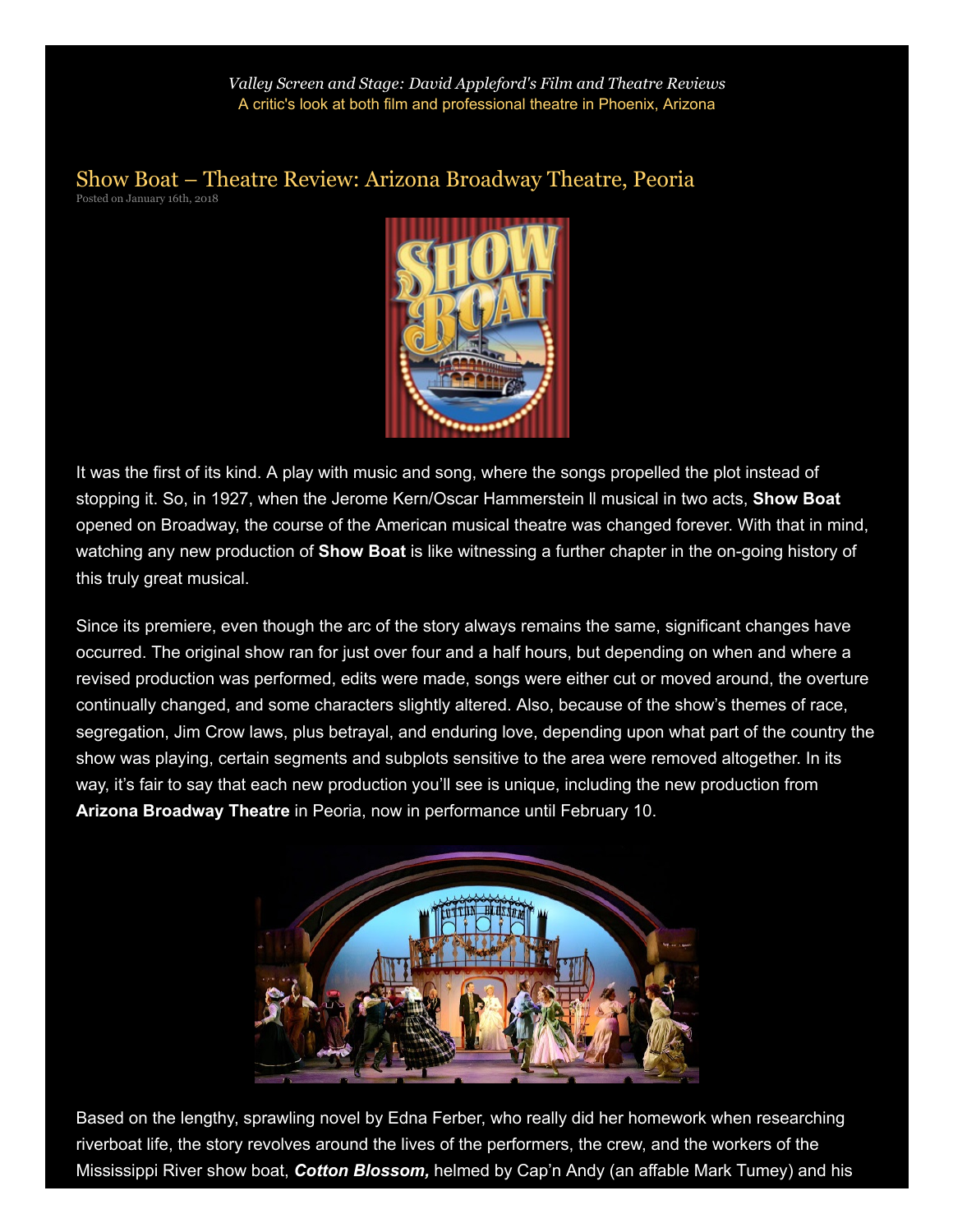*Valley Screen and Stage: David Appleford's Film and Theatre Reviews*
A critic's look at both film and professional theatre in Phoenix, Arizona

# Show Boat – Theatre Review: Arizona Broadway Theatre, Peoria

Posted on January 16th, 2018

It was the first of its kind. A play with music and song, where the songs propelled the plot instead of stopping it. So, in 1927, when the Jerome Kern/Oscar Hammerstein ll musical in two acts, **Show Boat** opened on Broadway, the course of the American musical theatre was changed forever. With that in mind, watching any new production of **Show Boat** is like witnessing a further chapter in the on-going history of this truly great musical.

Since its premiere, even though the arc of the story always remains the same, significant changes have occurred. The original show ran for just over four and a half hours, but depending on when and where a revised production was performed, edits were made, songs were either cut or moved around, the overture continually changed, and some characters slightly altered. Also, because of the show's themes of race, segregation, Jim Crow laws, plus betrayal, and enduring love, depending upon what part of the country the show was playing, certain segments and subplots sensitive to the area were removed altogether. In its way, it's fair to say that each new production you'll see is unique, including the new production from **Arizona Broadway Theatre** in Peoria, now in performance until February 10.

Based on the lengthy, sprawling novel by Edna Ferber, who really did her homework when researching riverboat life, the story revolves around the lives of the performers, the crew, and the workers of the Mississippi River show boat, ***Cotton Blossom,*** helmed by Cap'n Andy (an affable Mark Tumey) and his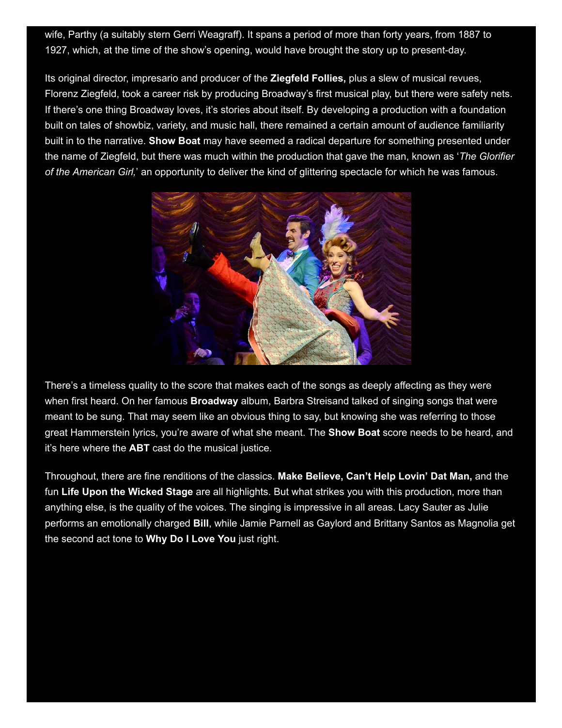wife, Parthy (a suitably stern Gerri Weagraff). It spans a period of more than forty years, from 1887 to 1927, which, at the time of the show's opening, would have brought the story up to present-day.

Its original director, impresario and producer of the **Ziegfeld Follies,** plus a slew of musical revues, Florenz Ziegfeld, took a career risk by producing Broadway's first musical play, but there were safety nets. If there's one thing Broadway loves, it's stories about itself. By developing a production with a foundation built on tales of showbiz, variety, and music hall, there remained a certain amount of audience familiarity built in to the narrative. **Show Boat** may have seemed a radical departure for something presented under the name of Ziegfeld, but there was much within the production that gave the man, known as '*The Glorifier of the American Girl,*' an opportunity to deliver the kind of glittering spectacle for which he was famous.

There's a timeless quality to the score that makes each of the songs as deeply affecting as they were when first heard. On her famous **Broadway** album, Barbra Streisand talked of singing songs that were meant to be sung. That may seem like an obvious thing to say, but knowing she was referring to those great Hammerstein lyrics, you're aware of what she meant. The **Show Boat** score needs to be heard, and it's here where the **ABT** cast do the musical justice.

Throughout, there are fine renditions of the classics. **Make Believe, Can't Help Lovin' Dat Man,** and the fun **Life Upon the Wicked Stage** are all highlights. But what strikes you with this production, more than anything else, is the quality of the voices. The singing is impressive in all areas. Lacy Sauter as Julie performs an emotionally charged **Bill**, while Jamie Parnell as Gaylord and Brittany Santos as Magnolia get the second act tone to **Why Do I Love You** just right.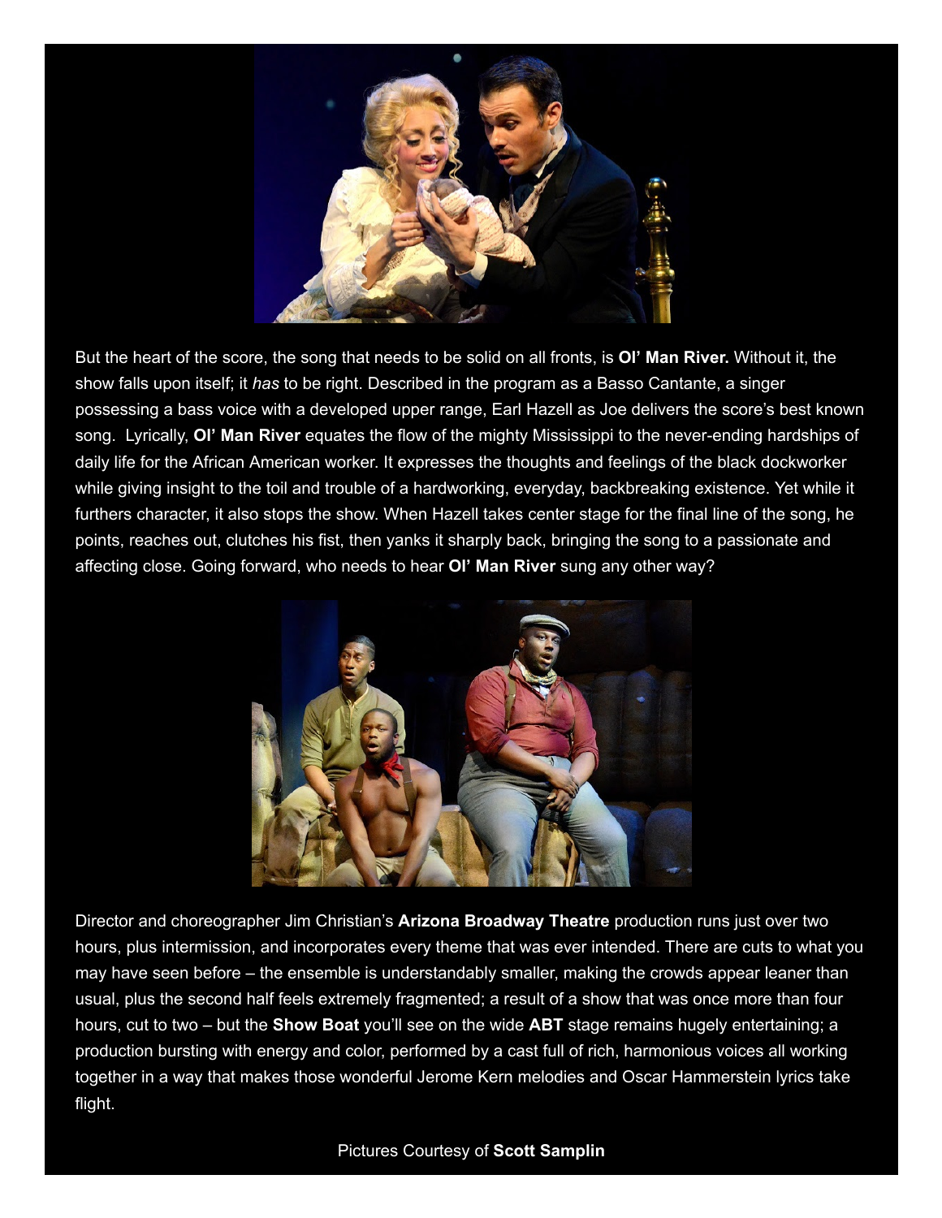But the heart of the score, the song that needs to be solid on all fronts, is **Ol' Man River.** Without it, the show falls upon itself; it *has* to be right. Described in the program as a Basso Cantante, a singer possessing a bass voice with a developed upper range, Earl Hazell as Joe delivers the score's best known song. Lyrically, **Ol' Man River** equates the flow of the mighty Mississippi to the never-ending hardships of daily life for the African American worker. It expresses the thoughts and feelings of the black dockworker while giving insight to the toil and trouble of a hardworking, everyday, backbreaking existence. Yet while it furthers character, it also stops the show. When Hazell takes center stage for the final line of the song, he points, reaches out, clutches his fist, then yanks it sharply back, bringing the song to a passionate and affecting close. Going forward, who needs to hear **Ol' Man River** sung any other way?

Director and choreographer Jim Christian's **Arizona Broadway Theatre** production runs just over two hours, plus intermission, and incorporates every theme that was ever intended. There are cuts to what you may have seen before – the ensemble is understandably smaller, making the crowds appear leaner than usual, plus the second half feels extremely fragmented; a result of a show that was once more than four hours, cut to two – but the **Show Boat** you'll see on the wide **ABT** stage remains hugely entertaining; a production bursting with energy and color, performed by a cast full of rich, harmonious voices all working together in a way that makes those wonderful Jerome Kern melodies and Oscar Hammerstein lyrics take flight.

Pictures Courtesy of **Scott Samplin**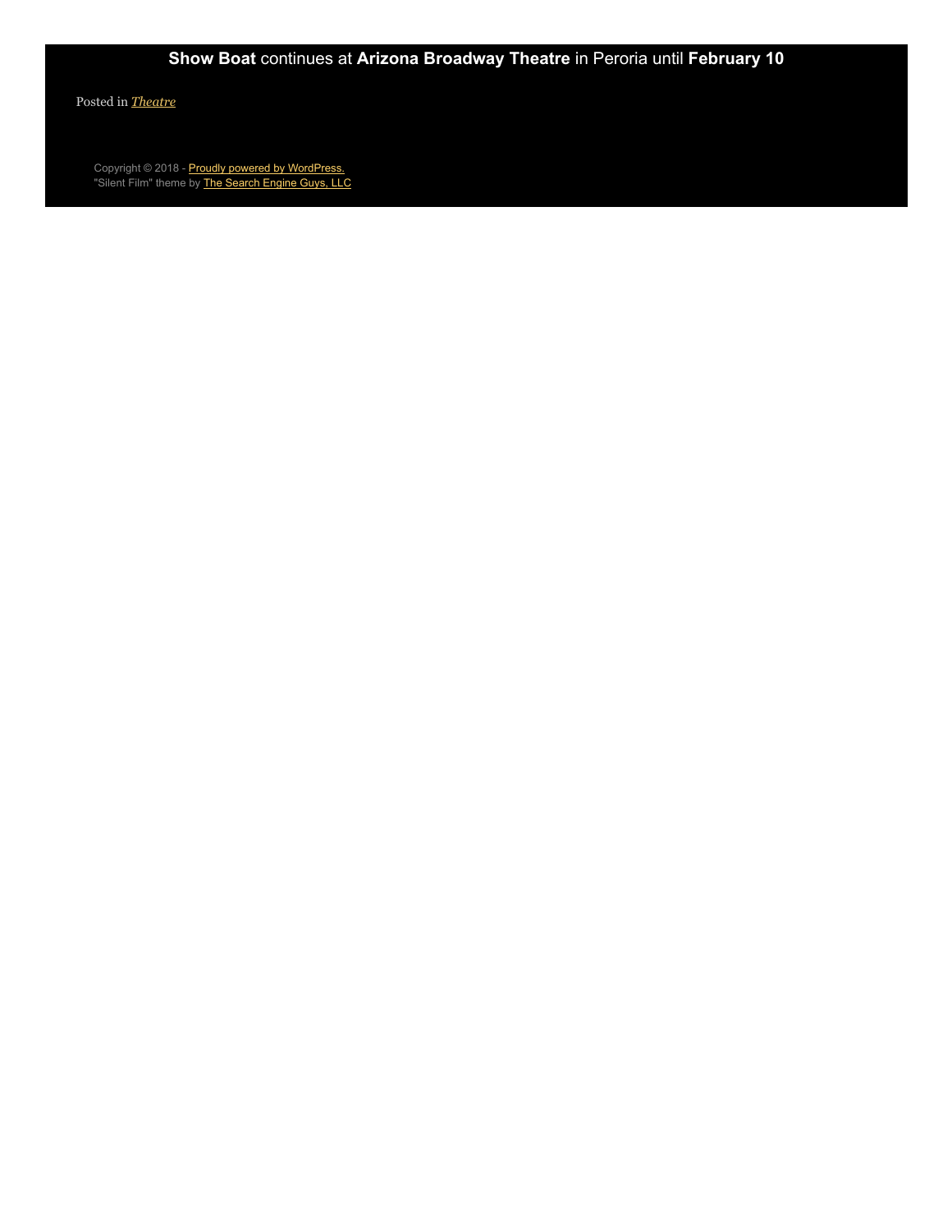**Show Boat** continues at **Arizona Broadway Theatre** in Peroria until **February 10**

Posted in *Theatre*

Copyright © 2018 - Proudly powered by WordPress.
"Silent Film" theme by The Search Engine Guys, LLC